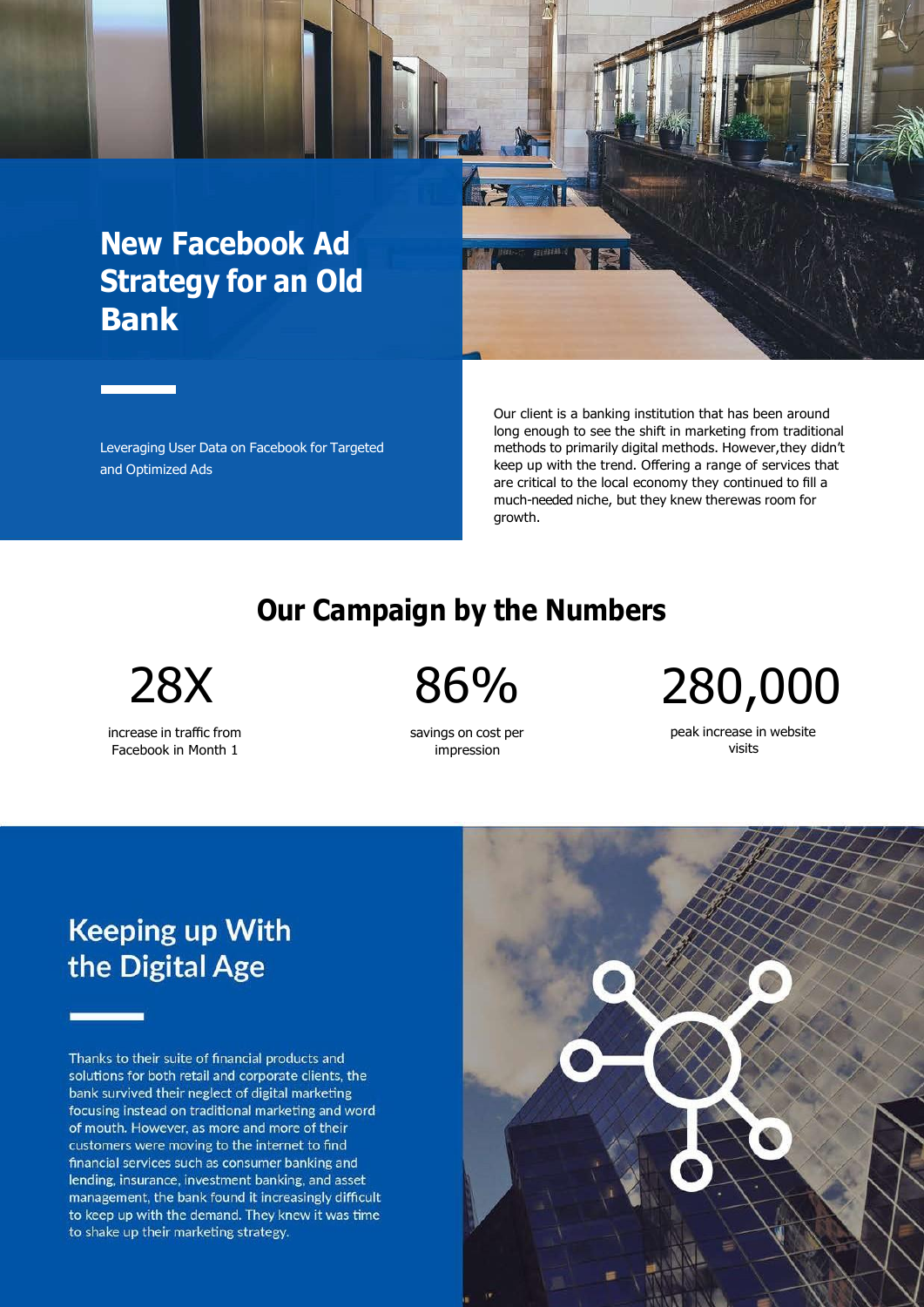# New Facebook Ad Strategy for an Old Bank

Leveraging User Data on Facebook for Targeted and Optimized Ads

Our client is a banking institution that has been around long enough to see the shift in marketing from traditional methods to primarily digital methods. However,they didn't keep up with the trend. Offering a range of services that are critical to the local economy they continued to fill a much-needed niche, but they knew therewas room for growth.

## Our Campaign by the Numbers

**28X**

increase in traffic from Facebook in Month 1

**86%**

savings on cost per impression

**280,000**

peak increase in website visits

## Keeping up With the Digital Age

Thanks to their suite of financial products and solutions for both retail and corporate clients, the bank survived their neglect of digital marketing focusing instead on traditional marketing and word of mouth. However, as more and more of their customers were moving to the internet to find financial services such as consumer banking and lending, insurance, investment banking, and asset management, the bank found it increasingly difficult to keep up with the demand. They knew it was time to shake up their marketing strategy.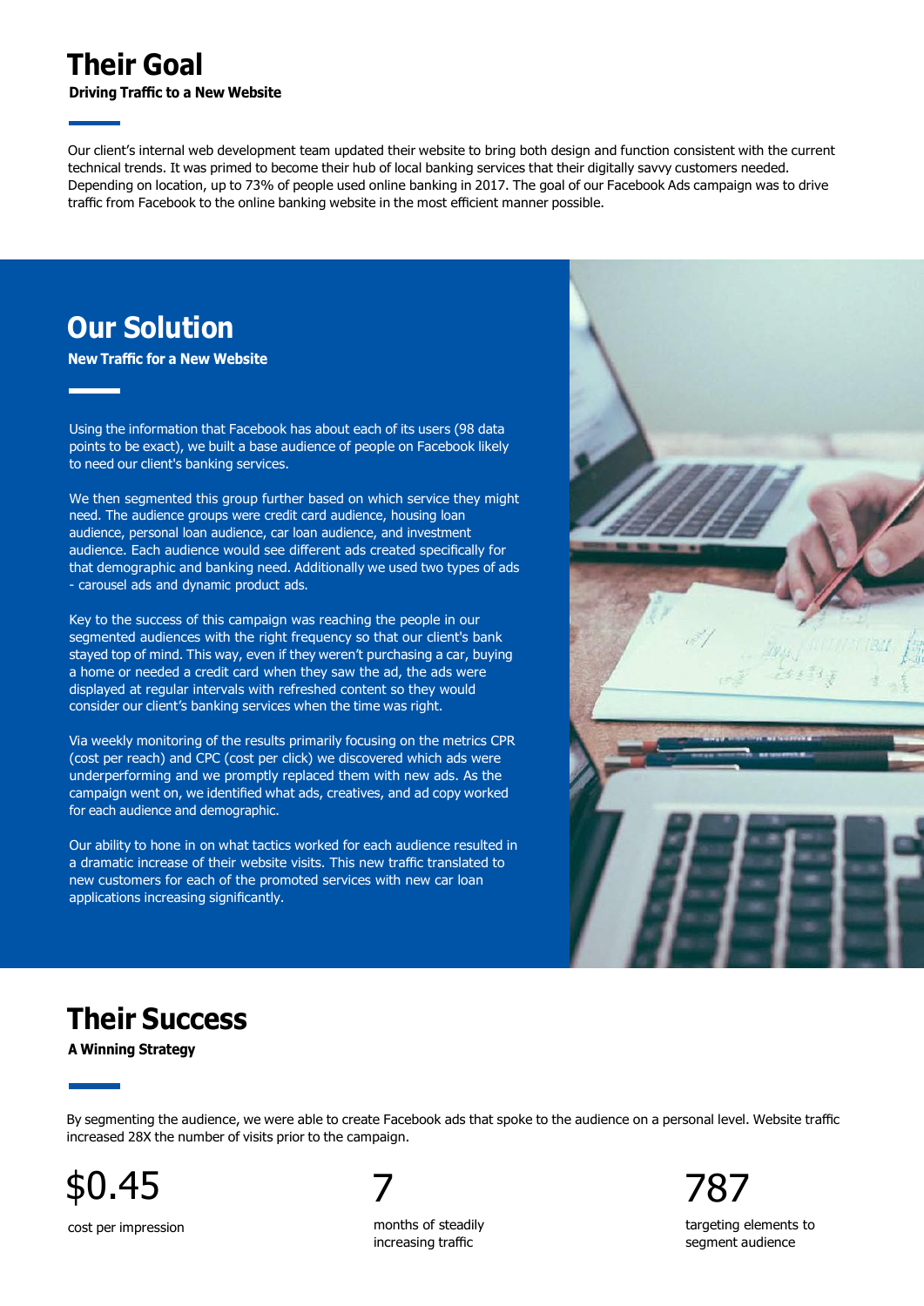## Their Goal

**Driving Traffic to a New Website**

Our client's internal web development team updated their website to bring both design and function consistent with the current technical trends. It was primed to become their hub of local banking services that their digitally savvy customers needed. Depending on location, up to 73% of people used online banking in 2017. The goal of our Facebook Ads campaign was to drive traffic from Facebook to the online banking website in the most efficient manner possible.

## Our Solution

**New Traffic for a New Website**

Using the information that Facebook has about each of its users (98 data points to be exact), we built a base audience of people on Facebook likely to need our client's banking services.

We then segmented this group further based on which service they might need. The audience groups were credit card audience, housing loan audience, personal loan audience, car loan audience, and investment audience. Each audience would see different ads created specifically for that demographic and banking need. Additionally we used two types of ads - carousel ads and dynamic product ads.

Key to the success of this campaign was reaching the people in our segmented audiences with the right frequency so that our client's bank stayed top of mind. This way, even if they weren't purchasing a car, buying a home or needed a credit card when they saw the ad, the ads were displayed at regular intervals with refreshed content so they would consider our client's banking services when the time was right.

Via weekly monitoring of the results primarily focusing on the metrics CPR (cost per reach) and CPC (cost per click) we discovered which ads were underperforming and we promptly replaced them with new ads. As the campaign went on, we identified what ads, creatives, and ad copy worked for each audience and demographic.

Our ability to hone in on what tactics worked for each audience resulted in a dramatic increase of their website visits. This new traffic translated to new customers for each of the promoted services with new car loan applications increasing significantly.

## Their Success

**A Winning Strategy**

By segmenting the audience, we were able to create Facebook ads that spoke to the audience on a personal level. Website traffic increased 28X the number of visits prior to the campaign.

**$0.45**
cost per impression

**7**
months of steadily increasing traffic

**787**
targeting elements to segment audience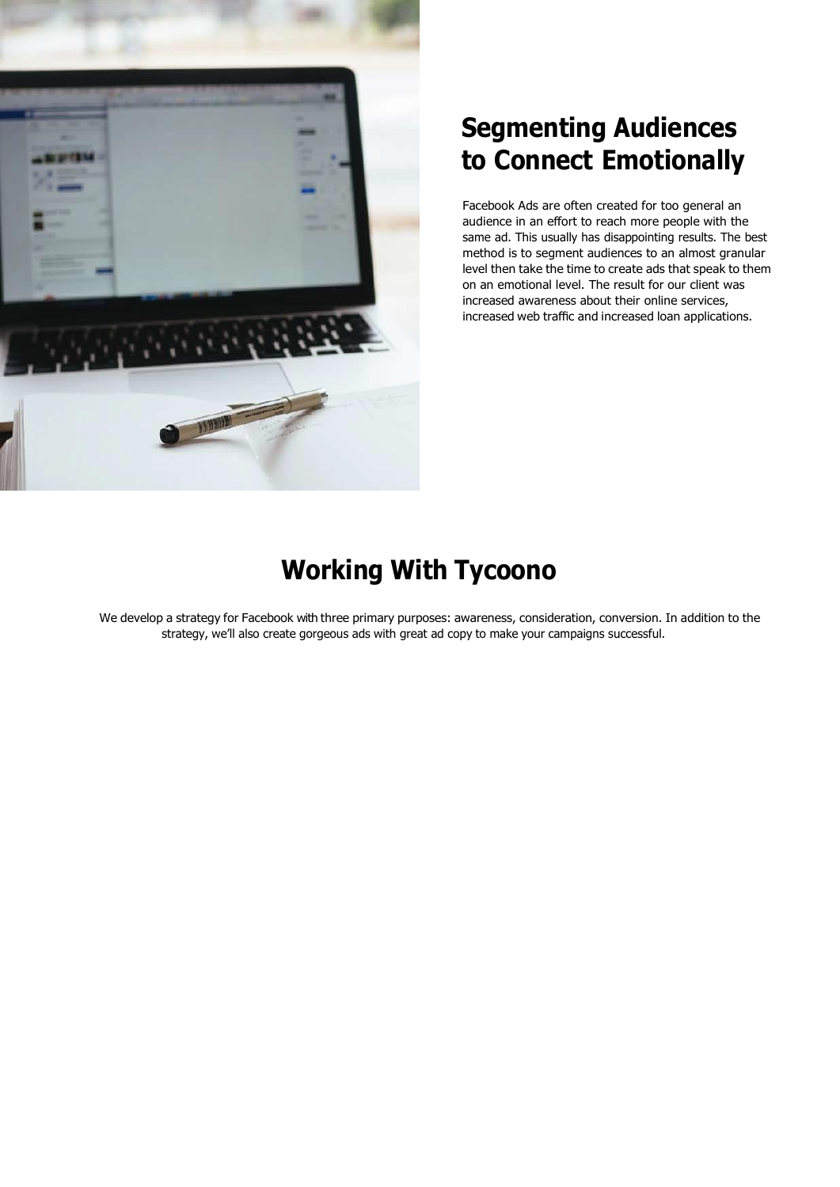## Segmenting Audiences to Connect Emotionally

Facebook Ads are often created for too general an audience in an effort to reach more people with the same ad. This usually has disappointing results. The best method is to segment audiences to an almost granular level then take the time to create ads that speak to them on an emotional level. The result for our client was increased awareness about their online services, increased web traffic and increased loan applications.

## Working With Tycoono

We develop a strategy for Facebook with three primary purposes: awareness, consideration, conversion. In addition to the strategy, we'll also create gorgeous ads with great ad copy to make your campaigns successful.